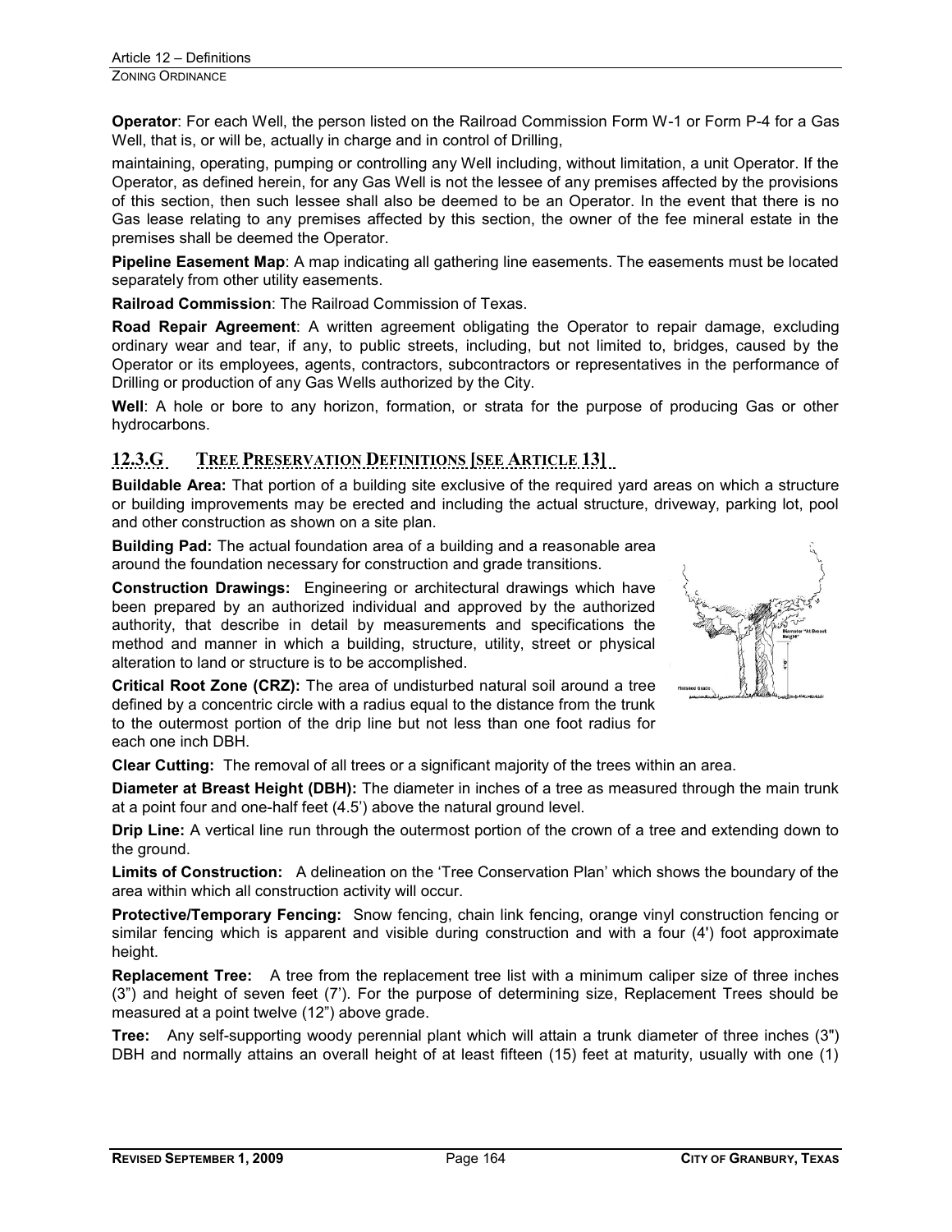**Operator**: For each Well, the person listed on the Railroad Commission Form W-1 or Form P-4 for a Gas Well, that is, or will be, actually in charge and in control of Drilling,

maintaining, operating, pumping or controlling any Well including, without limitation, a unit Operator. If the Operator, as defined herein, for any Gas Well is not the lessee of any premises affected by the provisions of this section, then such lessee shall also be deemed to be an Operator. In the event that there is no Gas lease relating to any premises affected by this section, the owner of the fee mineral estate in the premises shall be deemed the Operator.

**Pipeline Easement Map**: A map indicating all gathering line easements. The easements must be located separately from other utility easements.

**Railroad Commission**: The Railroad Commission of Texas.

**Road Repair Agreement**: A written agreement obligating the Operator to repair damage, excluding ordinary wear and tear, if any, to public streets, including, but not limited to, bridges, caused by the Operator or its employees, agents, contractors, subcontractors or representatives in the performance of Drilling or production of any Gas Wells authorized by the City.

**Well**: A hole or bore to any horizon, formation, or strata for the purpose of producing Gas or other hydrocarbons.

## 12.3.G TREE PRESERVATION DEFINITIONS [SEE ARTICLE 13]

**Buildable Area:** That portion of a building site exclusive of the required yard areas on which a structure or building improvements may be erected and including the actual structure, driveway, parking lot, pool and other construction as shown on a site plan.

**Building Pad:** The actual foundation area of a building and a reasonable area around the foundation necessary for construction and grade transitions.

**Construction Drawings:** Engineering or architectural drawings which have been prepared by an authorized individual and approved by the authorized authority, that describe in detail by measurements and specifications the method and manner in which a building, structure, utility, street or physical alteration to land or structure is to be accomplished.

**Critical Root Zone (CRZ):** The area of undisturbed natural soil around a tree defined by a concentric circle with a radius equal to the distance from the trunk to the outermost portion of the drip line but not less than one foot radius for each one inch DBH.

**Clear Cutting:** The removal of all trees or a significant majority of the trees within an area.

**Diameter at Breast Height (DBH):** The diameter in inches of a tree as measured through the main trunk at a point four and one-half feet (4.5') above the natural ground level.

**Drip Line:** A vertical line run through the outermost portion of the crown of a tree and extending down to the ground.

**Limits of Construction:** A delineation on the 'Tree Conservation Plan' which shows the boundary of the area within which all construction activity will occur.

**Protective/Temporary Fencing:** Snow fencing, chain link fencing, orange vinyl construction fencing or similar fencing which is apparent and visible during construction and with a four (4') foot approximate height.

**Replacement Tree:** A tree from the replacement tree list with a minimum caliper size of three inches (3") and height of seven feet (7'). For the purpose of determining size, Replacement Trees should be measured at a point twelve (12") above grade.

**Tree:** Any self-supporting woody perennial plant which will attain a trunk diameter of three inches (3") DBH and normally attains an overall height of at least fifteen (15) feet at maturity, usually with one (1)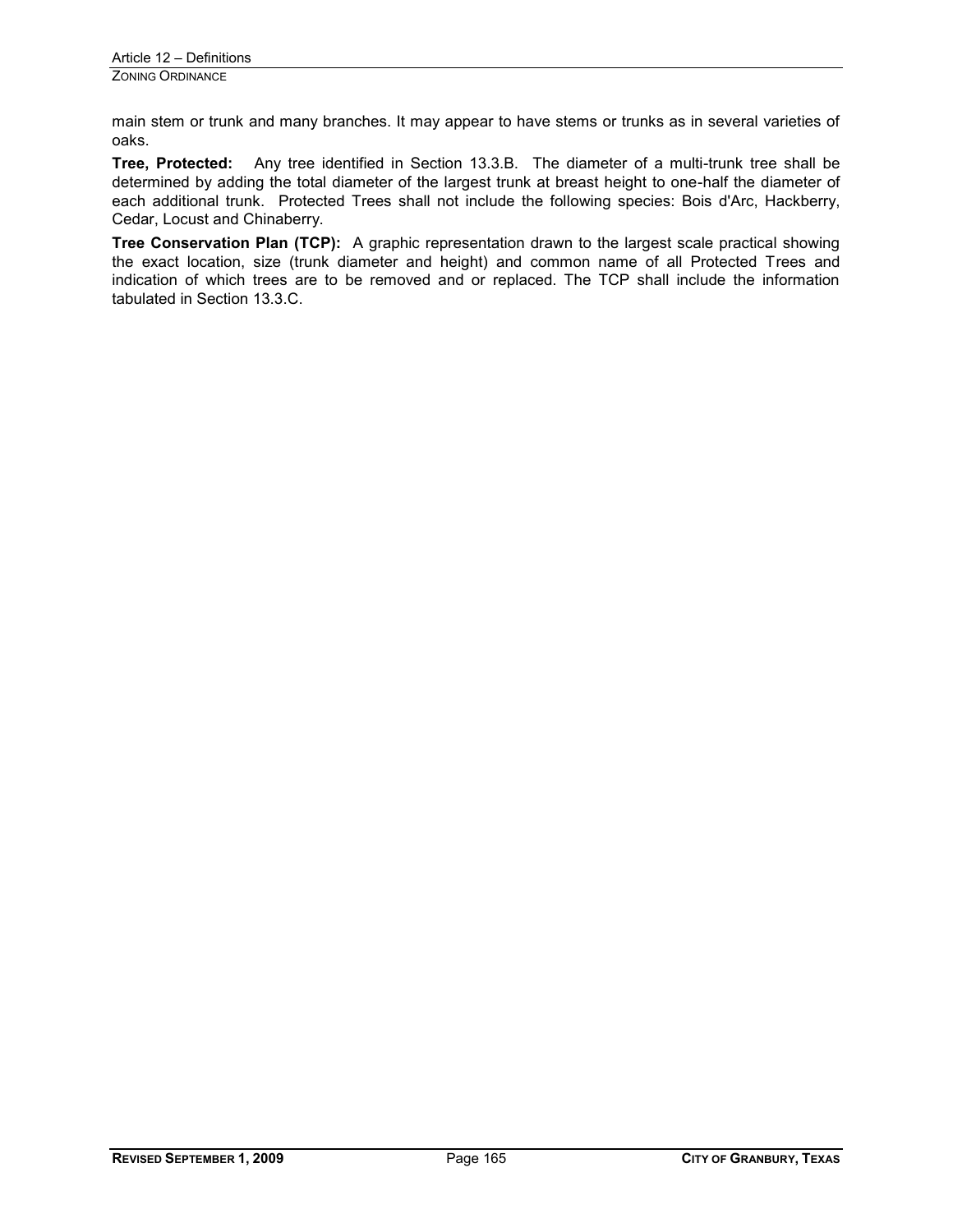main stem or trunk and many branches. It may appear to have stems or trunks as in several varieties of oaks.

**Tree, Protected:** Any tree identified in Section 13.3.B. The diameter of a multi-trunk tree shall be determined by adding the total diameter of the largest trunk at breast height to one-half the diameter of each additional trunk. Protected Trees shall not include the following species: Bois d'Arc, Hackberry, Cedar, Locust and Chinaberry.

**Tree Conservation Plan (TCP):** A graphic representation drawn to the largest scale practical showing the exact location, size (trunk diameter and height) and common name of all Protected Trees and indication of which trees are to be removed and or replaced. The TCP shall include the information tabulated in Section 13.3.C.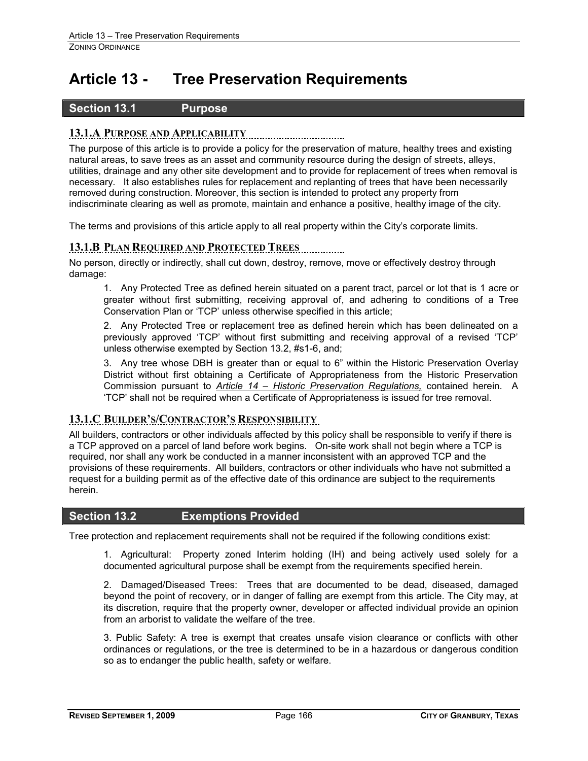# Article 13 - Tree Preservation Requirements

## Section 13.1 Purpose

### 13.1.A Purpose and Applicability

The purpose of this article is to provide a policy for the preservation of mature, healthy trees and existing natural areas, to save trees as an asset and community resource during the design of streets, alleys, utilities, drainage and any other site development and to provide for replacement of trees when removal is necessary. It also establishes rules for replacement and replanting of trees that have been necessarily removed during construction. Moreover, this section is intended to protect any property from indiscriminate clearing as well as promote, maintain and enhance a positive, healthy image of the city.

The terms and provisions of this article apply to all real property within the City's corporate limits.

### 13.1.B Plan Required and Protected Trees

No person, directly or indirectly, shall cut down, destroy, remove, move or effectively destroy through damage:

1. Any Protected Tree as defined herein situated on a parent tract, parcel or lot that is 1 acre or greater without first submitting, receiving approval of, and adhering to conditions of a Tree Conservation Plan or 'TCP' unless otherwise specified in this article;

2. Any Protected Tree or replacement tree as defined herein which has been delineated on a previously approved 'TCP' without first submitting and receiving approval of a revised 'TCP' unless otherwise exempted by Section 13.2, #s1-6, and;

3. Any tree whose DBH is greater than or equal to 6" within the Historic Preservation Overlay District without first obtaining a Certificate of Appropriateness from the Historic Preservation Commission pursuant to *Article 14 – Historic Preservation Regulations,* contained herein. A 'TCP' shall not be required when a Certificate of Appropriateness is issued for tree removal.

### 13.1.C Builder's/Contractor's Responsibility

All builders, contractors or other individuals affected by this policy shall be responsible to verify if there is a TCP approved on a parcel of land before work begins. On-site work shall not begin where a TCP is required, nor shall any work be conducted in a manner inconsistent with an approved TCP and the provisions of these requirements. All builders, contractors or other individuals who have not submitted a request for a building permit as of the effective date of this ordinance are subject to the requirements herein.

## Section 13.2 Exemptions Provided

Tree protection and replacement requirements shall not be required if the following conditions exist:

1. Agricultural: Property zoned Interim holding (IH) and being actively used solely for a documented agricultural purpose shall be exempt from the requirements specified herein.

2. Damaged/Diseased Trees: Trees that are documented to be dead, diseased, damaged beyond the point of recovery, or in danger of falling are exempt from this article. The City may, at its discretion, require that the property owner, developer or affected individual provide an opinion from an arborist to validate the welfare of the tree.

3. Public Safety: A tree is exempt that creates unsafe vision clearance or conflicts with other ordinances or regulations, or the tree is determined to be in a hazardous or dangerous condition so as to endanger the public health, safety or welfare.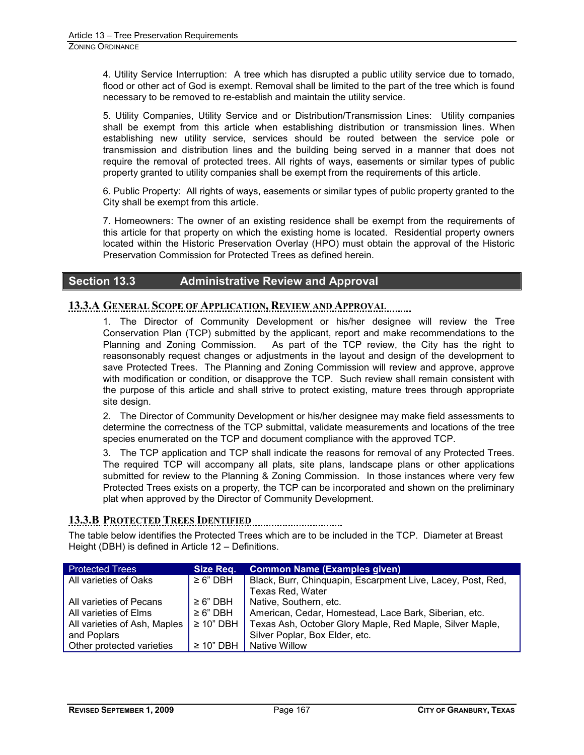4. Utility Service Interruption: A tree which has disrupted a public utility service due to tornado, flood or other act of God is exempt. Removal shall be limited to the part of the tree which is found necessary to be removed to re-establish and maintain the utility service.

5. Utility Companies, Utility Service and or Distribution/Transmission Lines: Utility companies shall be exempt from this article when establishing distribution or transmission lines. When establishing new utility service, services should be routed between the service pole or transmission and distribution lines and the building being served in a manner that does not require the removal of protected trees. All rights of ways, easements or similar types of public property granted to utility companies shall be exempt from the requirements of this article.

6. Public Property: All rights of ways, easements or similar types of public property granted to the City shall be exempt from this article.

7. Homeowners: The owner of an existing residence shall be exempt from the requirements of this article for that property on which the existing home is located. Residential property owners located within the Historic Preservation Overlay (HPO) must obtain the approval of the Historic Preservation Commission for Protected Trees as defined herein.

## Section 13.3 Administrative Review and Approval

### 13.3.A General Scope of Application, Review and Approval

1. The Director of Community Development or his/her designee will review the Tree Conservation Plan (TCP) submitted by the applicant, report and make recommendations to the Planning and Zoning Commission. As part of the TCP review, the City has the right to reasonsonably request changes or adjustments in the layout and design of the development to save Protected Trees. The Planning and Zoning Commission will review and approve, approve with modification or condition, or disapprove the TCP. Such review shall remain consistent with the purpose of this article and shall strive to protect existing, mature trees through appropriate site design.

2. The Director of Community Development or his/her designee may make field assessments to determine the correctness of the TCP submittal, validate measurements and locations of the tree species enumerated on the TCP and document compliance with the approved TCP.

3. The TCP application and TCP shall indicate the reasons for removal of any Protected Trees. The required TCP will accompany all plats, site plans, landscape plans or other applications submitted for review to the Planning & Zoning Commission. In those instances where very few Protected Trees exists on a property, the TCP can be incorporated and shown on the preliminary plat when approved by the Director of Community Development.

### 13.3.B Protected Trees Identified

The table below identifies the Protected Trees which are to be included in the TCP. Diameter at Breast Height (DBH) is defined in Article 12 – Definitions.

| Protected Trees | Size Req. | Common Name (Examples given) |
|---|---|---|
| All varieties of Oaks | ≥ 6" DBH | Black, Burr, Chinquapin, Escarpment Live, Lacey, Post, Red, Texas Red, Water |
| All varieties of Pecans | ≥ 6" DBH | Native, Southern, etc. |
| All varieties of Elms | ≥ 6" DBH | American, Cedar, Homestead, Lace Bark, Siberian, etc. |
| All varieties of Ash, Maples and Poplars | ≥ 10" DBH | Texas Ash, October Glory Maple, Red Maple, Silver Maple, Silver Poplar, Box Elder, etc. |
| Other protected varieties | ≥ 10" DBH | Native Willow |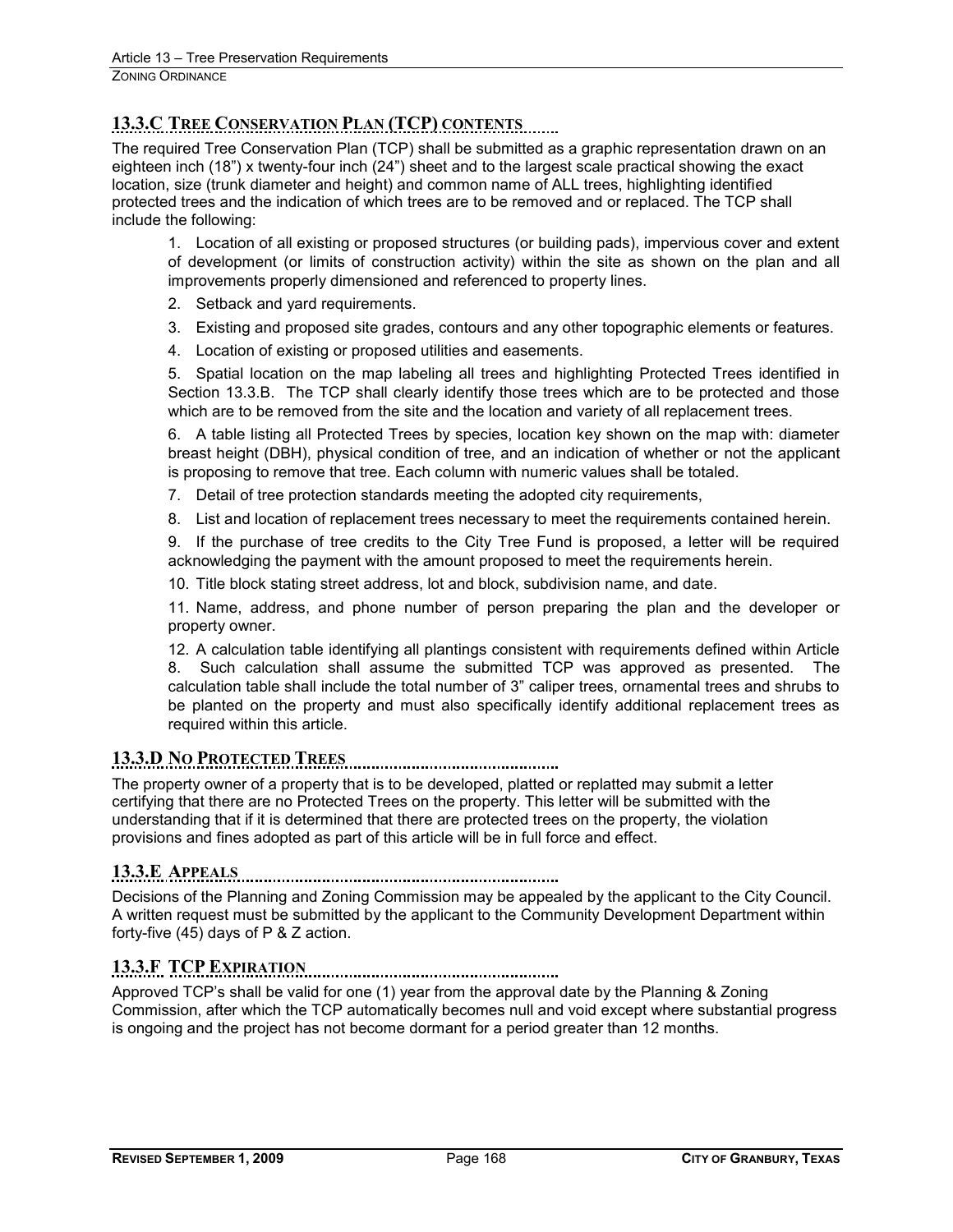## 13.3.C Tree Conservation Plan (TCP) contents

The required Tree Conservation Plan (TCP) shall be submitted as a graphic representation drawn on an eighteen inch (18") x twenty-four inch (24") sheet and to the largest scale practical showing the exact location, size (trunk diameter and height) and common name of ALL trees, highlighting identified protected trees and the indication of which trees are to be removed and or replaced. The TCP shall include the following:

1. Location of all existing or proposed structures (or building pads), impervious cover and extent of development (or limits of construction activity) within the site as shown on the plan and all improvements properly dimensioned and referenced to property lines.
2. Setback and yard requirements.
3. Existing and proposed site grades, contours and any other topographic elements or features.
4. Location of existing or proposed utilities and easements.
5. Spatial location on the map labeling all trees and highlighting Protected Trees identified in Section 13.3.B. The TCP shall clearly identify those trees which are to be protected and those which are to be removed from the site and the location and variety of all replacement trees.
6. A table listing all Protected Trees by species, location key shown on the map with: diameter breast height (DBH), physical condition of tree, and an indication of whether or not the applicant is proposing to remove that tree. Each column with numeric values shall be totaled.
7. Detail of tree protection standards meeting the adopted city requirements,
8. List and location of replacement trees necessary to meet the requirements contained herein.
9. If the purchase of tree credits to the City Tree Fund is proposed, a letter will be required acknowledging the payment with the amount proposed to meet the requirements herein.
10. Title block stating street address, lot and block, subdivision name, and date.
11. Name, address, and phone number of person preparing the plan and the developer or property owner.
12. A calculation table identifying all plantings consistent with requirements defined within Article 8. Such calculation shall assume the submitted TCP was approved as presented. The calculation table shall include the total number of 3" caliper trees, ornamental trees and shrubs to be planted on the property and must also specifically identify additional replacement trees as required within this article.

## 13.3.D No Protected Trees

The property owner of a property that is to be developed, platted or replatted may submit a letter certifying that there are no Protected Trees on the property. This letter will be submitted with the understanding that if it is determined that there are protected trees on the property, the violation provisions and fines adopted as part of this article will be in full force and effect.

## 13.3.E Appeals

Decisions of the Planning and Zoning Commission may be appealed by the applicant to the City Council. A written request must be submitted by the applicant to the Community Development Department within forty-five (45) days of P & Z action.

## 13.3.F TCP Expiration

Approved TCP's shall be valid for one (1) year from the approval date by the Planning & Zoning Commission, after which the TCP automatically becomes null and void except where substantial progress is ongoing and the project has not become dormant for a period greater than 12 months.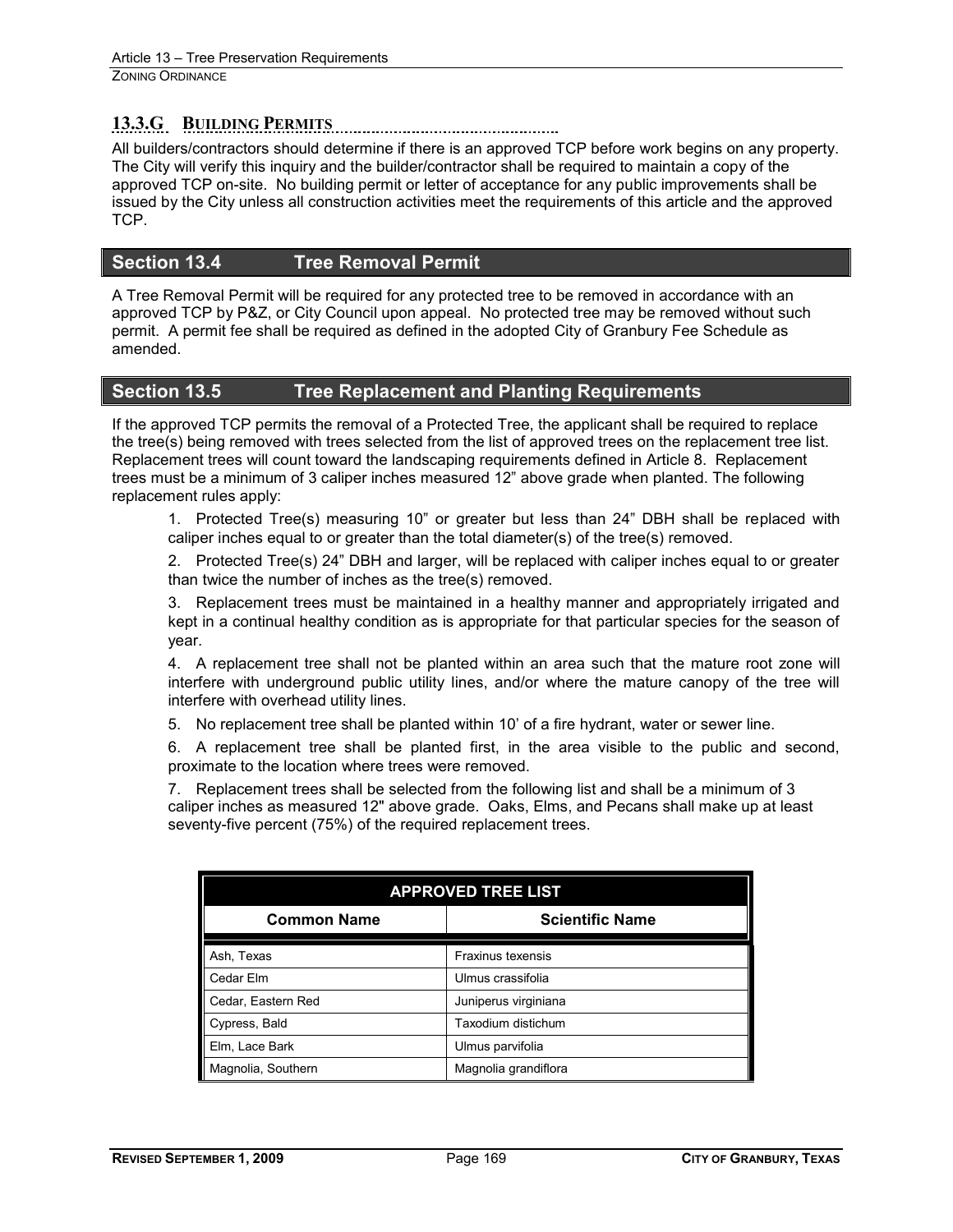### 13.3.G Building Permits

All builders/contractors should determine if there is an approved TCP before work begins on any property. The City will verify this inquiry and the builder/contractor shall be required to maintain a copy of the approved TCP on-site. No building permit or letter of acceptance for any public improvements shall be issued by the City unless all construction activities meet the requirements of this article and the approved TCP.

## Section 13.4 Tree Removal Permit

A Tree Removal Permit will be required for any protected tree to be removed in accordance with an approved TCP by P&Z, or City Council upon appeal. No protected tree may be removed without such permit. A permit fee shall be required as defined in the adopted City of Granbury Fee Schedule as amended.

## Section 13.5 Tree Replacement and Planting Requirements

If the approved TCP permits the removal of a Protected Tree, the applicant shall be required to replace the tree(s) being removed with trees selected from the list of approved trees on the replacement tree list. Replacement trees will count toward the landscaping requirements defined in Article 8. Replacement trees must be a minimum of 3 caliper inches measured 12" above grade when planted. The following replacement rules apply:

1. Protected Tree(s) measuring 10" or greater but less than 24" DBH shall be replaced with caliper inches equal to or greater than the total diameter(s) of the tree(s) removed.
2. Protected Tree(s) 24" DBH and larger, will be replaced with caliper inches equal to or greater than twice the number of inches as the tree(s) removed.
3. Replacement trees must be maintained in a healthy manner and appropriately irrigated and kept in a continual healthy condition as is appropriate for that particular species for the season of year.
4. A replacement tree shall not be planted within an area such that the mature root zone will interfere with underground public utility lines, and/or where the mature canopy of the tree will interfere with overhead utility lines.
5. No replacement tree shall be planted within 10' of a fire hydrant, water or sewer line.
6. A replacement tree shall be planted first, in the area visible to the public and second, proximate to the location where trees were removed.
7. Replacement trees shall be selected from the following list and shall be a minimum of 3 caliper inches as measured 12" above grade. Oaks, Elms, and Pecans shall make up at least seventy-five percent (75%) of the required replacement trees.

| APPROVED TREE LIST | |
|---|---|
| **Common Name** | **Scientific Name** |
| Ash, Texas | Fraxinus texensis |
| Cedar Elm | Ulmus crassifolia |
| Cedar, Eastern Red | Juniperus virginiana |
| Cypress, Bald | Taxodium distichum |
| Elm, Lace Bark | Ulmus parvifolia |
| Magnolia, Southern | Magnolia grandiflora |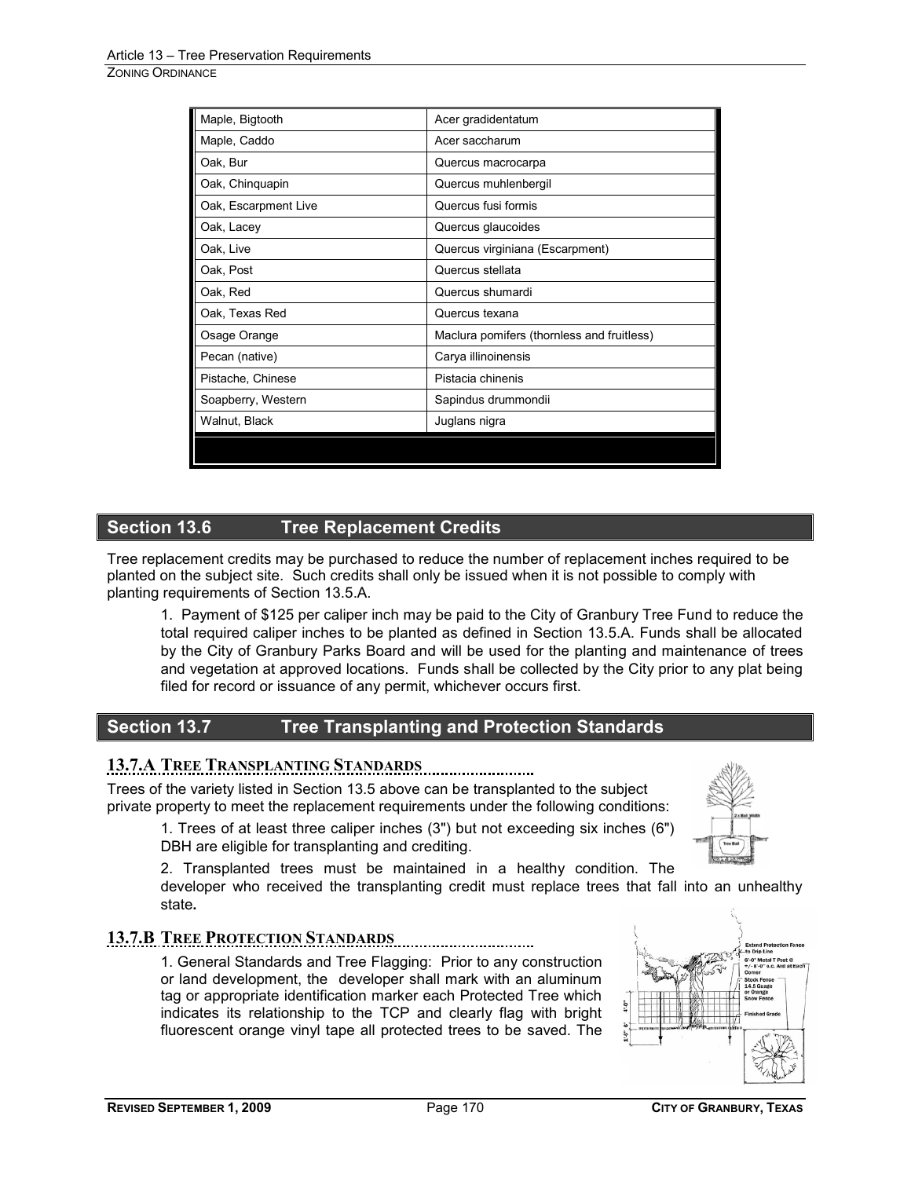| Maple, Bigtooth | Acer gradidentatum |
|---|---|
| Maple, Caddo | Acer saccharum |
| Oak, Bur | Quercus macrocarpa |
| Oak, Chinquapin | Quercus muhlenbergil |
| Oak, Escarpment Live | Quercus fusi formis |
| Oak, Lacey | Quercus glaucoides |
| Oak, Live | Quercus virginiana (Escarpment) |
| Oak, Post | Quercus stellata |
| Oak, Red | Quercus shumardi |
| Oak, Texas Red | Quercus texana |
| Osage Orange | Maclura pomifers (thornless and fruitless) |
| Pecan (native) | Carya illinoinensis |
| Pistache, Chinese | Pistacia chinenis |
| Soapberry, Western | Sapindus drummondii |
| Walnut, Black | Juglans nigra |

## Section 13.6 Tree Replacement Credits

Tree replacement credits may be purchased to reduce the number of replacement inches required to be planted on the subject site. Such credits shall only be issued when it is not possible to comply with planting requirements of Section 13.5.A.

1. Payment of $125 per caliper inch may be paid to the City of Granbury Tree Fund to reduce the total required caliper inches to be planted as defined in Section 13.5.A. Funds shall be allocated by the City of Granbury Parks Board and will be used for the planting and maintenance of trees and vegetation at approved locations. Funds shall be collected by the City prior to any plat being filed for record or issuance of any permit, whichever occurs first.

## Section 13.7 Tree Transplanting and Protection Standards

### 13.7.A TREE TRANSPLANTING STANDARDS

Trees of the variety listed in Section 13.5 above can be transplanted to the subject private property to meet the replacement requirements under the following conditions:

1. Trees of at least three caliper inches (3") but not exceeding six inches (6") DBH are eligible for transplanting and crediting.

2. Transplanted trees must be maintained in a healthy condition. The developer who received the transplanting credit must replace trees that fall into an unhealthy state.

### 13.7.B TREE PROTECTION STANDARDS

1. General Standards and Tree Flagging: Prior to any construction or land development, the developer shall mark with an aluminum tag or appropriate identification marker each Protected Tree which indicates its relationship to the TCP and clearly flag with bright fluorescent orange vinyl tape all protected trees to be saved. The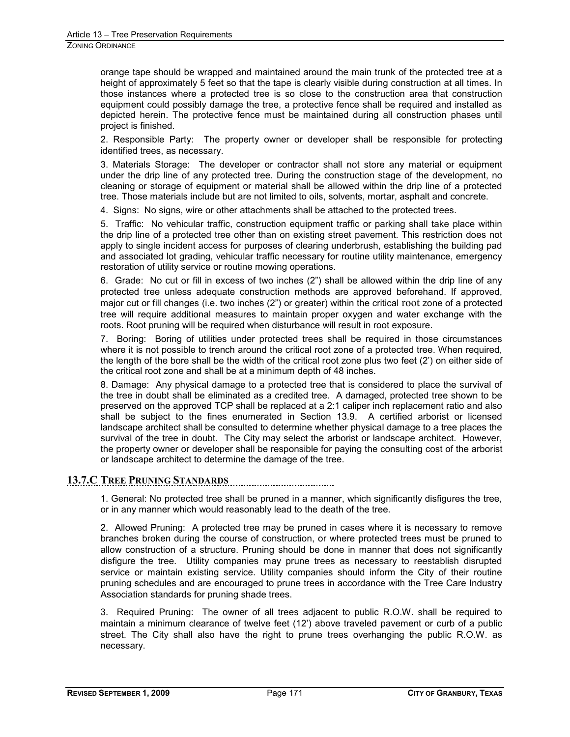orange tape should be wrapped and maintained around the main trunk of the protected tree at a height of approximately 5 feet so that the tape is clearly visible during construction at all times. In those instances where a protected tree is so close to the construction area that construction equipment could possibly damage the tree, a protective fence shall be required and installed as depicted herein. The protective fence must be maintained during all construction phases until project is finished.

2. Responsible Party: The property owner or developer shall be responsible for protecting identified trees, as necessary.

3. Materials Storage: The developer or contractor shall not store any material or equipment under the drip line of any protected tree. During the construction stage of the development, no cleaning or storage of equipment or material shall be allowed within the drip line of a protected tree. Those materials include but are not limited to oils, solvents, mortar, asphalt and concrete.

4. Signs: No signs, wire or other attachments shall be attached to the protected trees.

5. Traffic: No vehicular traffic, construction equipment traffic or parking shall take place within the drip line of a protected tree other than on existing street pavement. This restriction does not apply to single incident access for purposes of clearing underbrush, establishing the building pad and associated lot grading, vehicular traffic necessary for routine utility maintenance, emergency restoration of utility service or routine mowing operations.

6. Grade: No cut or fill in excess of two inches (2") shall be allowed within the drip line of any protected tree unless adequate construction methods are approved beforehand. If approved, major cut or fill changes (i.e. two inches (2") or greater) within the critical root zone of a protected tree will require additional measures to maintain proper oxygen and water exchange with the roots. Root pruning will be required when disturbance will result in root exposure.

7. Boring: Boring of utilities under protected trees shall be required in those circumstances where it is not possible to trench around the critical root zone of a protected tree. When required, the length of the bore shall be the width of the critical root zone plus two feet (2') on either side of the critical root zone and shall be at a minimum depth of 48 inches.

8. Damage: Any physical damage to a protected tree that is considered to place the survival of the tree in doubt shall be eliminated as a credited tree. A damaged, protected tree shown to be preserved on the approved TCP shall be replaced at a 2:1 caliper inch replacement ratio and also shall be subject to the fines enumerated in Section 13.9. A certified arborist or licensed landscape architect shall be consulted to determine whether physical damage to a tree places the survival of the tree in doubt. The City may select the arborist or landscape architect. However, the property owner or developer shall be responsible for paying the consulting cost of the arborist or landscape architect to determine the damage of the tree.

## 13.7.C TREE PRUNING STANDARDS

1. General: No protected tree shall be pruned in a manner, which significantly disfigures the tree, or in any manner which would reasonably lead to the death of the tree.

2. Allowed Pruning: A protected tree may be pruned in cases where it is necessary to remove branches broken during the course of construction, or where protected trees must be pruned to allow construction of a structure. Pruning should be done in manner that does not significantly disfigure the tree. Utility companies may prune trees as necessary to reestablish disrupted service or maintain existing service. Utility companies should inform the City of their routine pruning schedules and are encouraged to prune trees in accordance with the Tree Care Industry Association standards for pruning shade trees.

3. Required Pruning: The owner of all trees adjacent to public R.O.W. shall be required to maintain a minimum clearance of twelve feet (12') above traveled pavement or curb of a public street. The City shall also have the right to prune trees overhanging the public R.O.W. as necessary.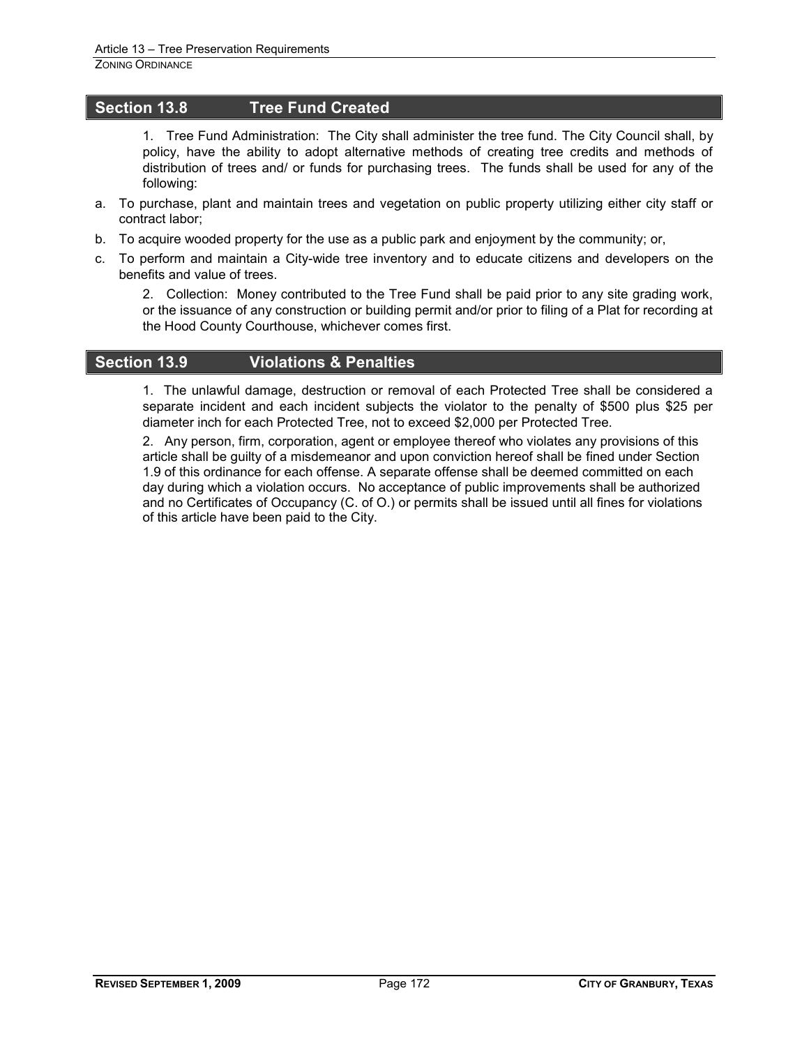## Section 13.8 Tree Fund Created

1. Tree Fund Administration: The City shall administer the tree fund. The City Council shall, by policy, have the ability to adopt alternative methods of creating tree credits and methods of distribution of trees and/ or funds for purchasing trees. The funds shall be used for any of the following:

a. To purchase, plant and maintain trees and vegetation on public property utilizing either city staff or contract labor;

b. To acquire wooded property for the use as a public park and enjoyment by the community; or,

c. To perform and maintain a City-wide tree inventory and to educate citizens and developers on the benefits and value of trees.

2. Collection: Money contributed to the Tree Fund shall be paid prior to any site grading work, or the issuance of any construction or building permit and/or prior to filing of a Plat for recording at the Hood County Courthouse, whichever comes first.

## Section 13.9 Violations & Penalties

1. The unlawful damage, destruction or removal of each Protected Tree shall be considered a separate incident and each incident subjects the violator to the penalty of $500 plus $25 per diameter inch for each Protected Tree, not to exceed $2,000 per Protected Tree.

2. Any person, firm, corporation, agent or employee thereof who violates any provisions of this article shall be guilty of a misdemeanor and upon conviction hereof shall be fined under Section 1.9 of this ordinance for each offense. A separate offense shall be deemed committed on each day during which a violation occurs. No acceptance of public improvements shall be authorized and no Certificates of Occupancy (C. of O.) or permits shall be issued until all fines for violations of this article have been paid to the City.